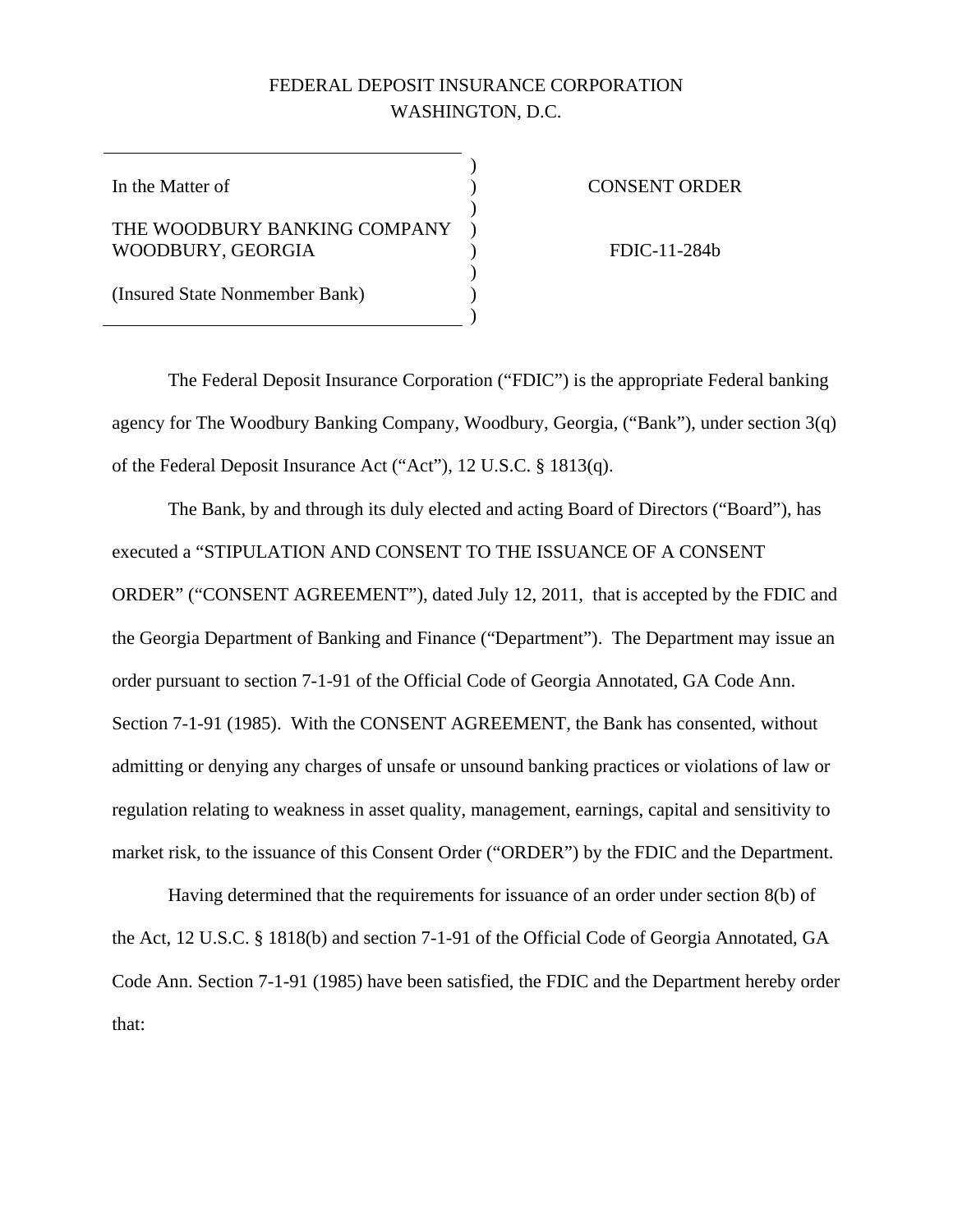FEDERAL DEPOSIT INSURANCE CORPORATION
WASHINGTON, D.C.

| | |
|---|---|
| In the Matter of<br><br>THE WOODBURY BANKING COMPANY<br>WOODBURY, GEORGIA<br><br>(Insured State Nonmember Bank) | CONSENT ORDER<br><br>FDIC-11-284b |

The Federal Deposit Insurance Corporation ("FDIC") is the appropriate Federal banking agency for The Woodbury Banking Company, Woodbury, Georgia, ("Bank"), under section 3(q) of the Federal Deposit Insurance Act ("Act"), 12 U.S.C. § 1813(q).

The Bank, by and through its duly elected and acting Board of Directors ("Board"), has executed a "STIPULATION AND CONSENT TO THE ISSUANCE OF A CONSENT ORDER" ("CONSENT AGREEMENT"), dated July 12, 2011, that is accepted by the FDIC and the Georgia Department of Banking and Finance ("Department"). The Department may issue an order pursuant to section 7-1-91 of the Official Code of Georgia Annotated, GA Code Ann. Section 7-1-91 (1985). With the CONSENT AGREEMENT, the Bank has consented, without admitting or denying any charges of unsafe or unsound banking practices or violations of law or regulation relating to weakness in asset quality, management, earnings, capital and sensitivity to market risk, to the issuance of this Consent Order ("ORDER") by the FDIC and the Department.

Having determined that the requirements for issuance of an order under section 8(b) of the Act, 12 U.S.C. § 1818(b) and section 7-1-91 of the Official Code of Georgia Annotated, GA Code Ann. Section 7-1-91 (1985) have been satisfied, the FDIC and the Department hereby order that: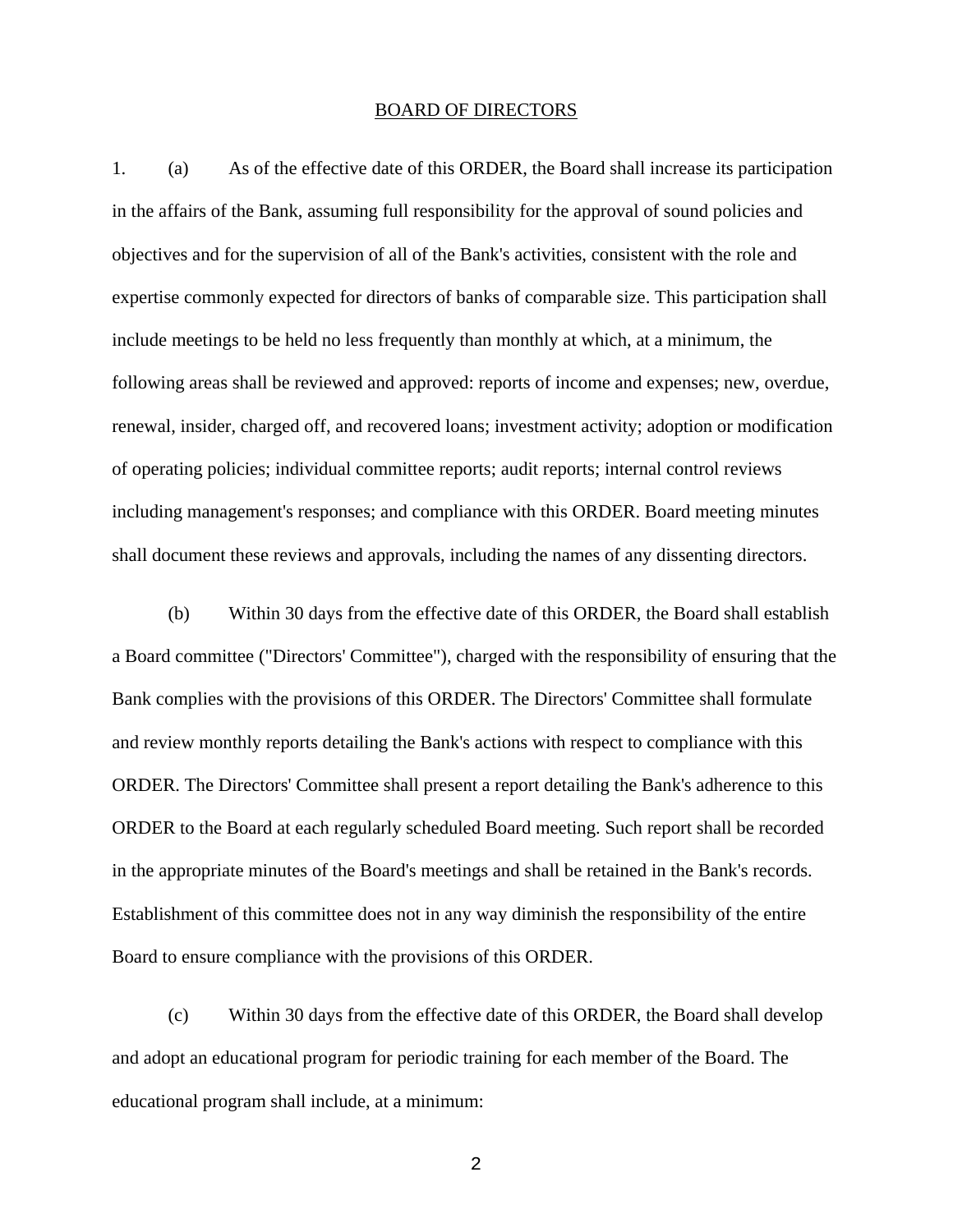## BOARD OF DIRECTORS

1. (a) As of the effective date of this ORDER, the Board shall increase its participation in the affairs of the Bank, assuming full responsibility for the approval of sound policies and objectives and for the supervision of all of the Bank's activities, consistent with the role and expertise commonly expected for directors of banks of comparable size. This participation shall include meetings to be held no less frequently than monthly at which, at a minimum, the following areas shall be reviewed and approved: reports of income and expenses; new, overdue, renewal, insider, charged off, and recovered loans; investment activity; adoption or modification of operating policies; individual committee reports; audit reports; internal control reviews including management's responses; and compliance with this ORDER. Board meeting minutes shall document these reviews and approvals, including the names of any dissenting directors.

(b) Within 30 days from the effective date of this ORDER, the Board shall establish a Board committee ("Directors' Committee"), charged with the responsibility of ensuring that the Bank complies with the provisions of this ORDER. The Directors' Committee shall formulate and review monthly reports detailing the Bank's actions with respect to compliance with this ORDER. The Directors' Committee shall present a report detailing the Bank's adherence to this ORDER to the Board at each regularly scheduled Board meeting. Such report shall be recorded in the appropriate minutes of the Board's meetings and shall be retained in the Bank's records. Establishment of this committee does not in any way diminish the responsibility of the entire Board to ensure compliance with the provisions of this ORDER.

(c) Within 30 days from the effective date of this ORDER, the Board shall develop and adopt an educational program for periodic training for each member of the Board. The educational program shall include, at a minimum: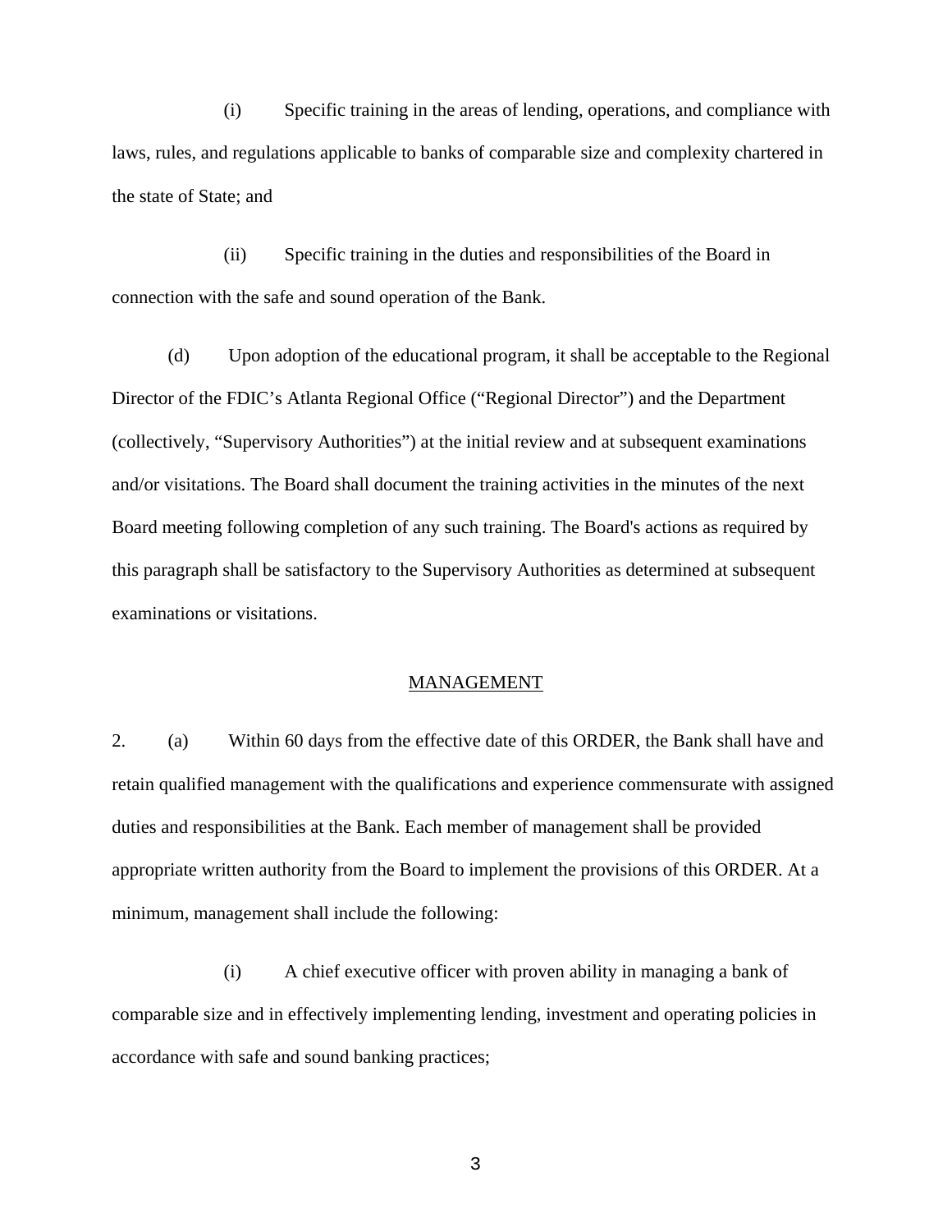(i) Specific training in the areas of lending, operations, and compliance with laws, rules, and regulations applicable to banks of comparable size and complexity chartered in the state of State; and

(ii) Specific training in the duties and responsibilities of the Board in connection with the safe and sound operation of the Bank.

(d) Upon adoption of the educational program, it shall be acceptable to the Regional Director of the FDIC's Atlanta Regional Office ("Regional Director") and the Department (collectively, "Supervisory Authorities") at the initial review and at subsequent examinations and/or visitations. The Board shall document the training activities in the minutes of the next Board meeting following completion of any such training. The Board's actions as required by this paragraph shall be satisfactory to the Supervisory Authorities as determined at subsequent examinations or visitations.

## MANAGEMENT

2. (a) Within 60 days from the effective date of this ORDER, the Bank shall have and retain qualified management with the qualifications and experience commensurate with assigned duties and responsibilities at the Bank. Each member of management shall be provided appropriate written authority from the Board to implement the provisions of this ORDER. At a minimum, management shall include the following:

(i) A chief executive officer with proven ability in managing a bank of comparable size and in effectively implementing lending, investment and operating policies in accordance with safe and sound banking practices;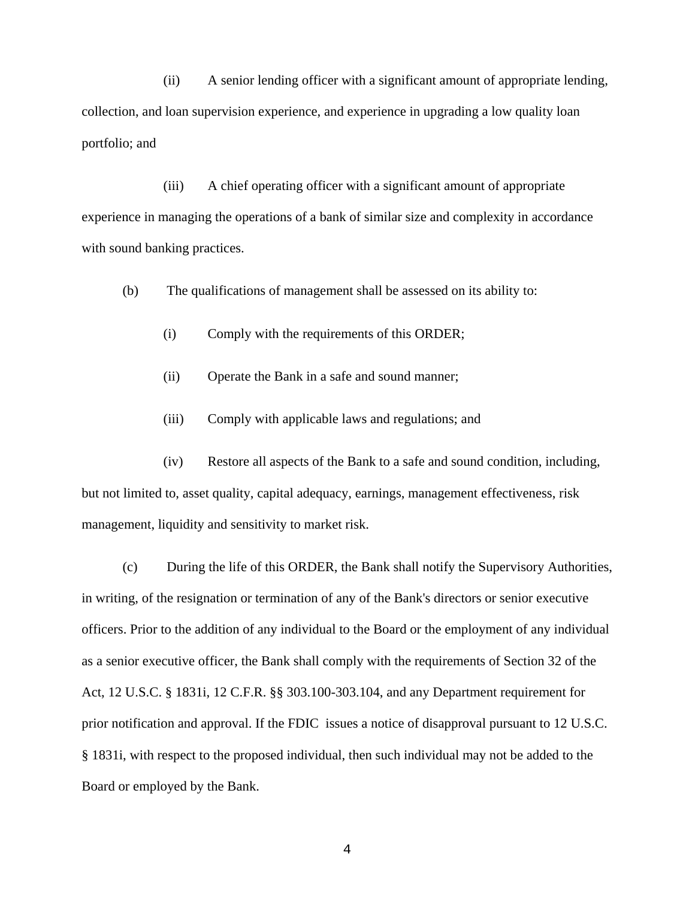(ii) A senior lending officer with a significant amount of appropriate lending, collection, and loan supervision experience, and experience in upgrading a low quality loan portfolio; and

(iii) A chief operating officer with a significant amount of appropriate experience in managing the operations of a bank of similar size and complexity in accordance with sound banking practices.

(b) The qualifications of management shall be assessed on its ability to:

(i) Comply with the requirements of this ORDER;

(ii) Operate the Bank in a safe and sound manner;

(iii) Comply with applicable laws and regulations; and

(iv) Restore all aspects of the Bank to a safe and sound condition, including, but not limited to, asset quality, capital adequacy, earnings, management effectiveness, risk management, liquidity and sensitivity to market risk.

(c) During the life of this ORDER, the Bank shall notify the Supervisory Authorities, in writing, of the resignation or termination of any of the Bank's directors or senior executive officers. Prior to the addition of any individual to the Board or the employment of any individual as a senior executive officer, the Bank shall comply with the requirements of Section 32 of the Act, 12 U.S.C. § 1831i, 12 C.F.R. §§ 303.100-303.104, and any Department requirement for prior notification and approval. If the FDIC issues a notice of disapproval pursuant to 12 U.S.C. § 1831i, with respect to the proposed individual, then such individual may not be added to the Board or employed by the Bank.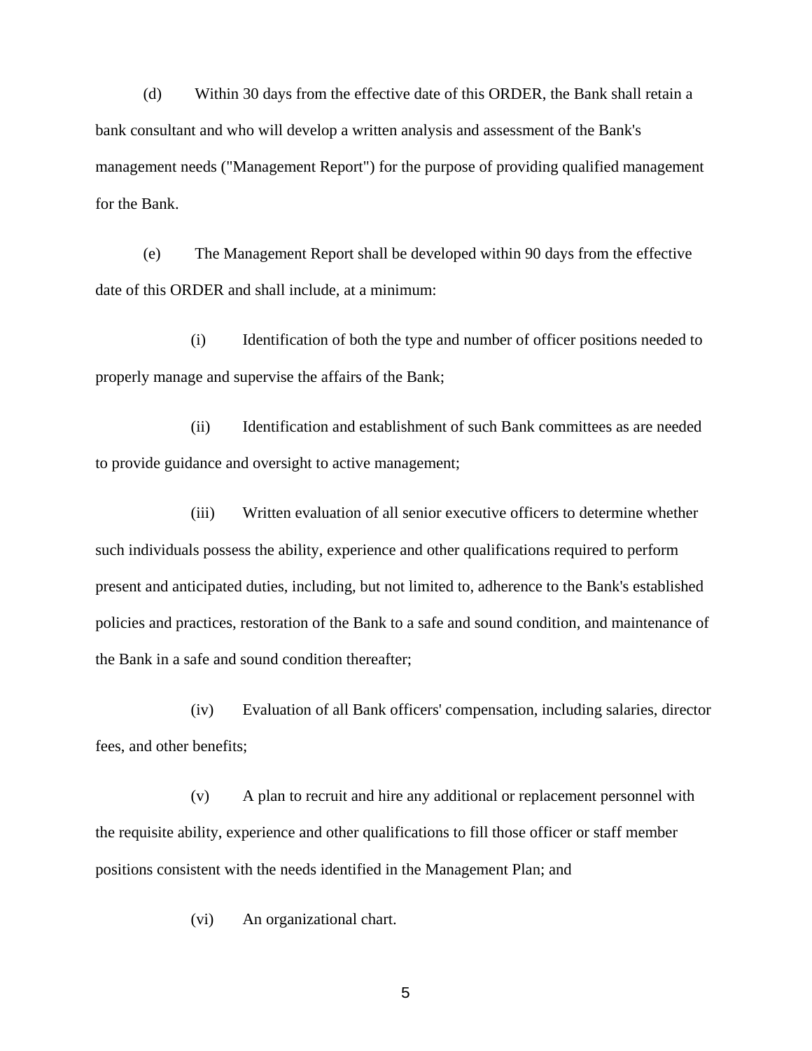(d) Within 30 days from the effective date of this ORDER, the Bank shall retain a bank consultant and who will develop a written analysis and assessment of the Bank's management needs ("Management Report") for the purpose of providing qualified management for the Bank.

(e) The Management Report shall be developed within 90 days from the effective date of this ORDER and shall include, at a minimum:

(i) Identification of both the type and number of officer positions needed to properly manage and supervise the affairs of the Bank;

(ii) Identification and establishment of such Bank committees as are needed to provide guidance and oversight to active management;

(iii) Written evaluation of all senior executive officers to determine whether such individuals possess the ability, experience and other qualifications required to perform present and anticipated duties, including, but not limited to, adherence to the Bank's established policies and practices, restoration of the Bank to a safe and sound condition, and maintenance of the Bank in a safe and sound condition thereafter;

(iv) Evaluation of all Bank officers' compensation, including salaries, director fees, and other benefits;

(v) A plan to recruit and hire any additional or replacement personnel with the requisite ability, experience and other qualifications to fill those officer or staff member positions consistent with the needs identified in the Management Plan; and

(vi) An organizational chart.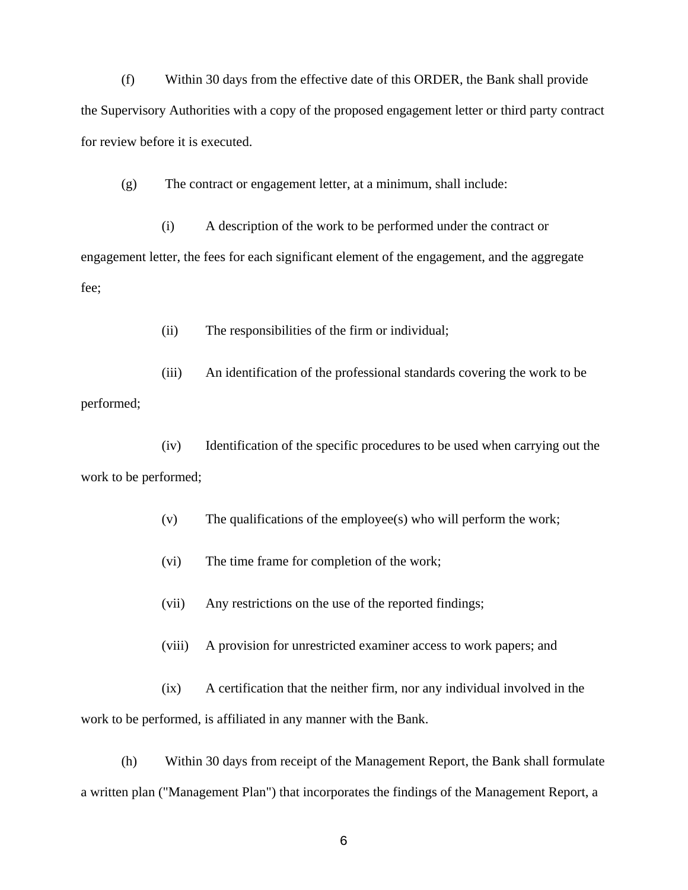(f) Within 30 days from the effective date of this ORDER, the Bank shall provide the Supervisory Authorities with a copy of the proposed engagement letter or third party contract for review before it is executed.

(g) The contract or engagement letter, at a minimum, shall include:

(i) A description of the work to be performed under the contract or engagement letter, the fees for each significant element of the engagement, and the aggregate fee;

(ii) The responsibilities of the firm or individual;

(iii) An identification of the professional standards covering the work to be performed;

(iv) Identification of the specific procedures to be used when carrying out the work to be performed;

(v) The qualifications of the employee(s) who will perform the work;

(vi) The time frame for completion of the work;

(vii) Any restrictions on the use of the reported findings;

(viii) A provision for unrestricted examiner access to work papers; and

(ix) A certification that the neither firm, nor any individual involved in the work to be performed, is affiliated in any manner with the Bank.

(h) Within 30 days from receipt of the Management Report, the Bank shall formulate a written plan ("Management Plan") that incorporates the findings of the Management Report, a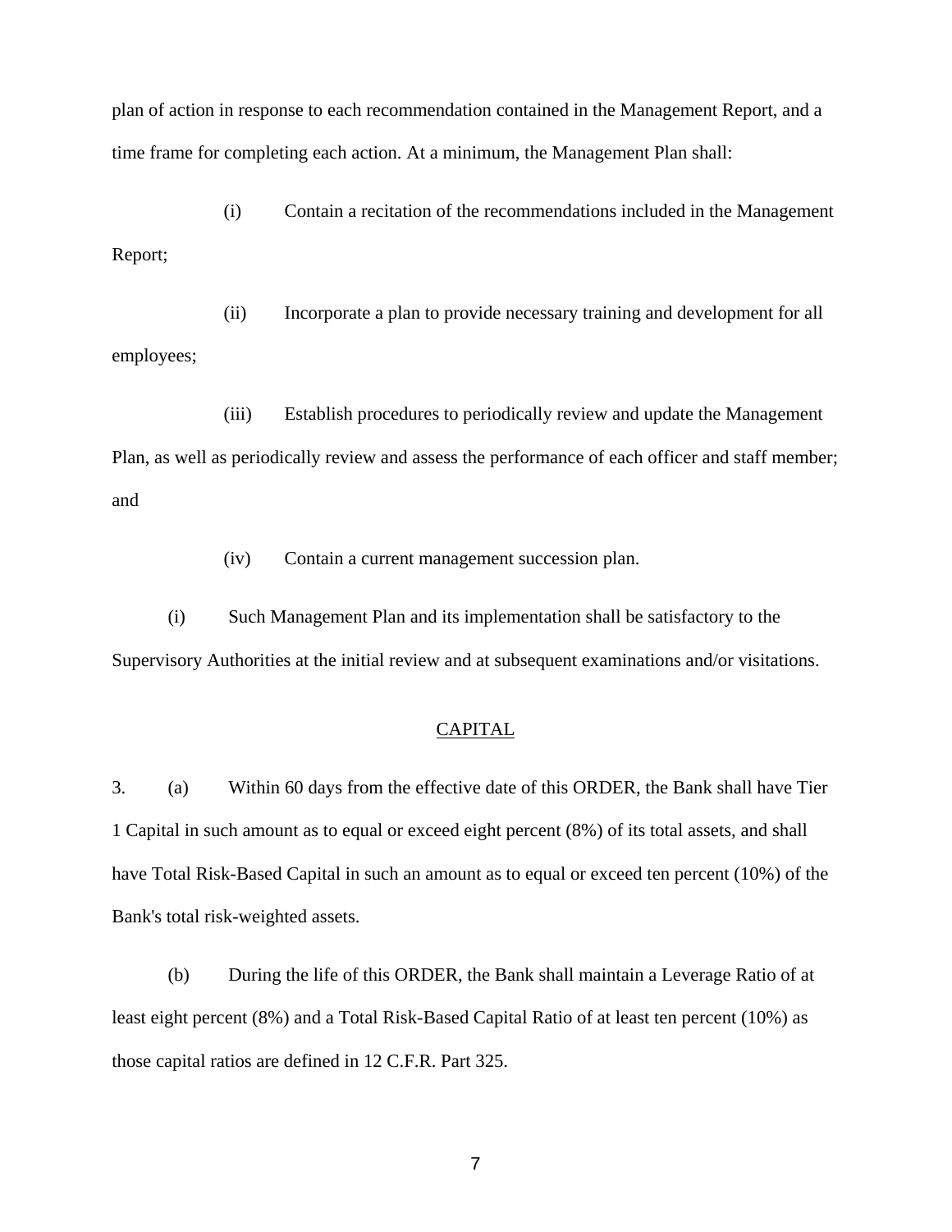plan of action in response to each recommendation contained in the Management Report, and a time frame for completing each action. At a minimum, the Management Plan shall:

(i) Contain a recitation of the recommendations included in the Management Report;

(ii) Incorporate a plan to provide necessary training and development for all employees;

(iii) Establish procedures to periodically review and update the Management Plan, as well as periodically review and assess the performance of each officer and staff member; and

(iv) Contain a current management succession plan.

(i) Such Management Plan and its implementation shall be satisfactory to the Supervisory Authorities at the initial review and at subsequent examinations and/or visitations.

## CAPITAL

3. (a) Within 60 days from the effective date of this ORDER, the Bank shall have Tier 1 Capital in such amount as to equal or exceed eight percent (8%) of its total assets, and shall have Total Risk-Based Capital in such an amount as to equal or exceed ten percent (10%) of the Bank's total risk-weighted assets.

(b) During the life of this ORDER, the Bank shall maintain a Leverage Ratio of at least eight percent (8%) and a Total Risk-Based Capital Ratio of at least ten percent (10%) as those capital ratios are defined in 12 C.F.R. Part 325.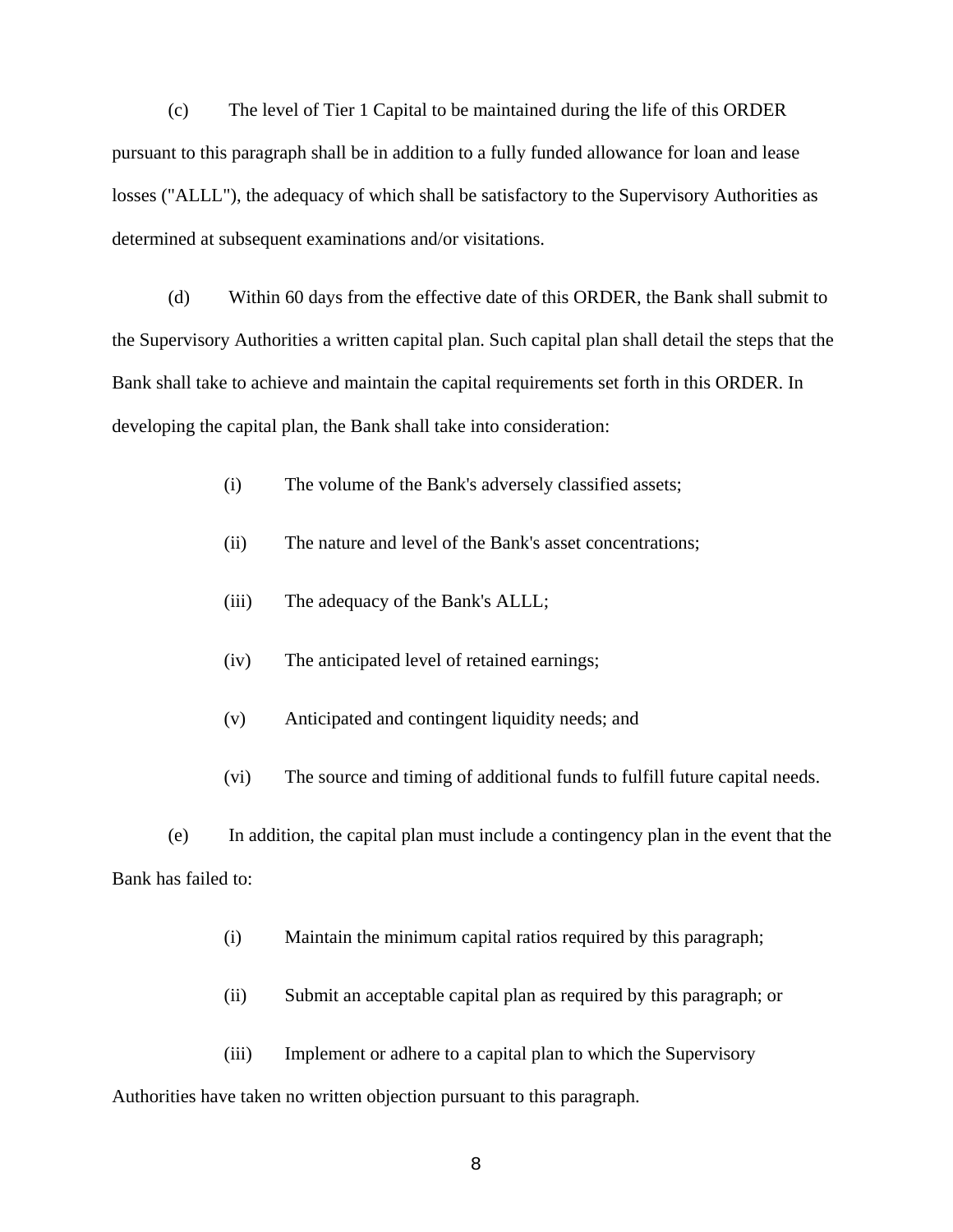(c) The level of Tier 1 Capital to be maintained during the life of this ORDER pursuant to this paragraph shall be in addition to a fully funded allowance for loan and lease losses ("ALLL"), the adequacy of which shall be satisfactory to the Supervisory Authorities as determined at subsequent examinations and/or visitations.

(d) Within 60 days from the effective date of this ORDER, the Bank shall submit to the Supervisory Authorities a written capital plan. Such capital plan shall detail the steps that the Bank shall take to achieve and maintain the capital requirements set forth in this ORDER. In developing the capital plan, the Bank shall take into consideration:

(i) The volume of the Bank's adversely classified assets;

(ii) The nature and level of the Bank's asset concentrations;

(iii) The adequacy of the Bank's ALLL;

(iv) The anticipated level of retained earnings;

(v) Anticipated and contingent liquidity needs; and

(vi) The source and timing of additional funds to fulfill future capital needs.

(e) In addition, the capital plan must include a contingency plan in the event that the Bank has failed to:

(i) Maintain the minimum capital ratios required by this paragraph;

(ii) Submit an acceptable capital plan as required by this paragraph; or

(iii) Implement or adhere to a capital plan to which the Supervisory Authorities have taken no written objection pursuant to this paragraph.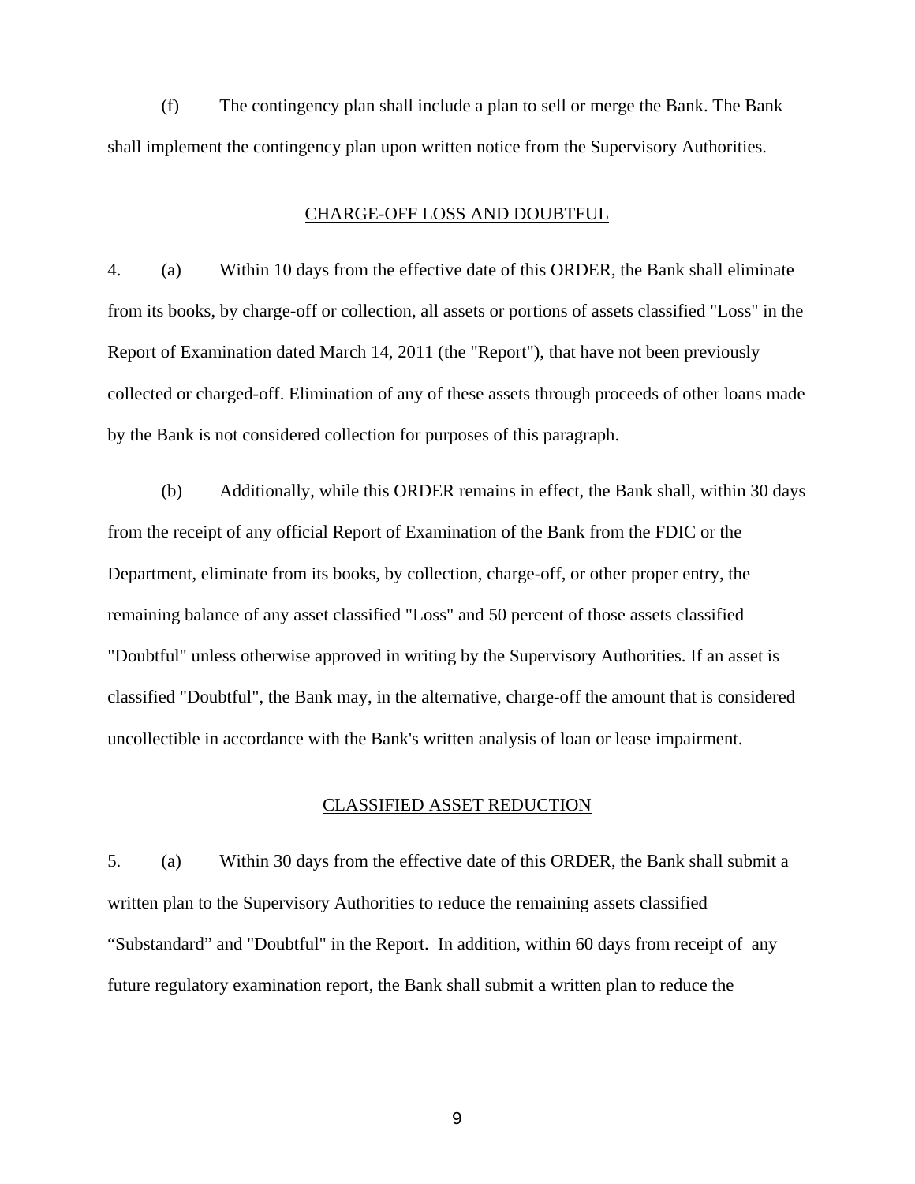(f) The contingency plan shall include a plan to sell or merge the Bank. The Bank shall implement the contingency plan upon written notice from the Supervisory Authorities.

## CHARGE-OFF LOSS AND DOUBTFUL

4. (a) Within 10 days from the effective date of this ORDER, the Bank shall eliminate from its books, by charge-off or collection, all assets or portions of assets classified "Loss" in the Report of Examination dated March 14, 2011 (the "Report"), that have not been previously collected or charged-off. Elimination of any of these assets through proceeds of other loans made by the Bank is not considered collection for purposes of this paragraph.

(b) Additionally, while this ORDER remains in effect, the Bank shall, within 30 days from the receipt of any official Report of Examination of the Bank from the FDIC or the Department, eliminate from its books, by collection, charge-off, or other proper entry, the remaining balance of any asset classified "Loss" and 50 percent of those assets classified "Doubtful" unless otherwise approved in writing by the Supervisory Authorities. If an asset is classified "Doubtful", the Bank may, in the alternative, charge-off the amount that is considered uncollectible in accordance with the Bank's written analysis of loan or lease impairment.

## CLASSIFIED ASSET REDUCTION

5. (a) Within 30 days from the effective date of this ORDER, the Bank shall submit a written plan to the Supervisory Authorities to reduce the remaining assets classified "Substandard" and "Doubtful" in the Report. In addition, within 60 days from receipt of any future regulatory examination report, the Bank shall submit a written plan to reduce the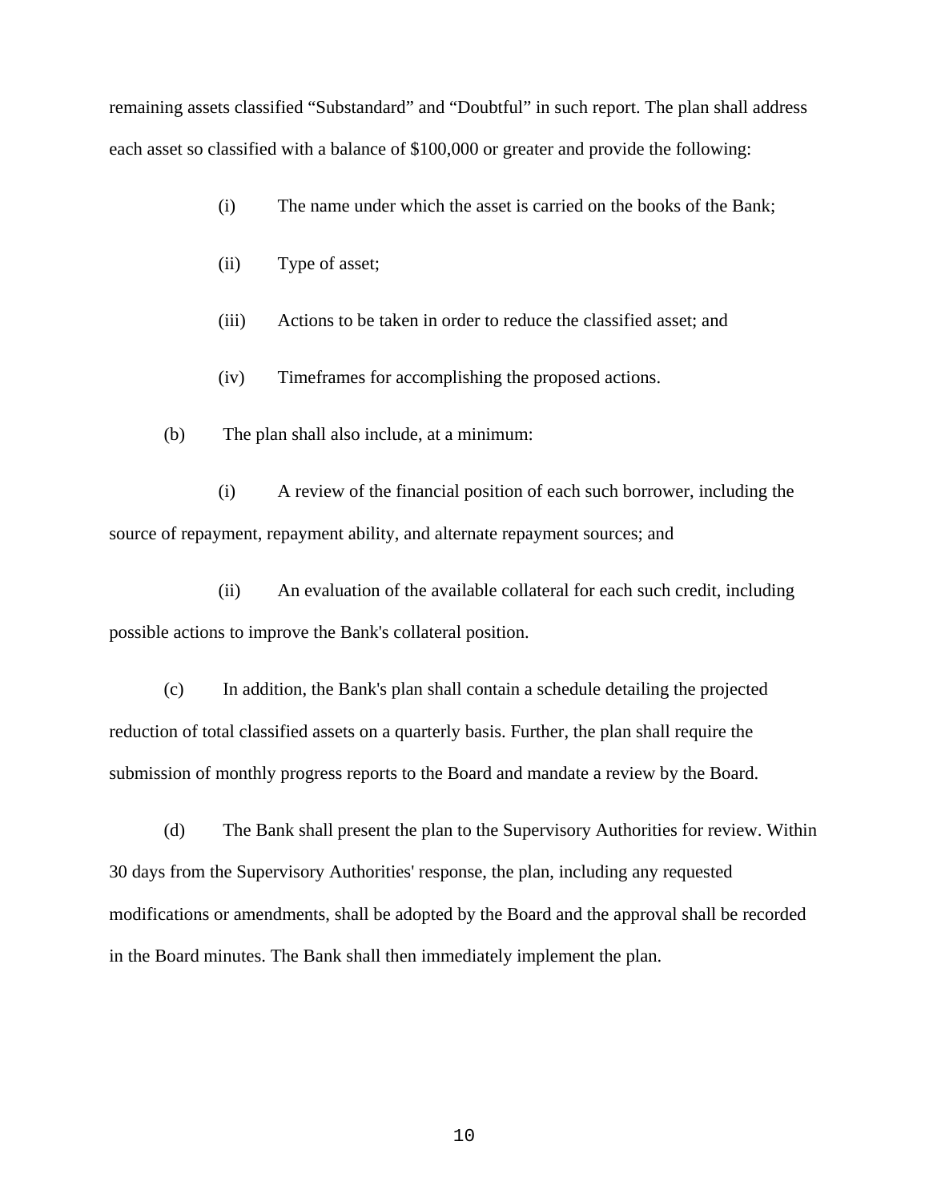remaining assets classified “Substandard” and “Doubtful” in such report. The plan shall address each asset so classified with a balance of $100,000 or greater and provide the following:

(i) The name under which the asset is carried on the books of the Bank;

(ii) Type of asset;

(iii) Actions to be taken in order to reduce the classified asset; and

(iv) Timeframes for accomplishing the proposed actions.

(b) The plan shall also include, at a minimum:

(i) A review of the financial position of each such borrower, including the source of repayment, repayment ability, and alternate repayment sources; and

(ii) An evaluation of the available collateral for each such credit, including possible actions to improve the Bank's collateral position.

(c) In addition, the Bank's plan shall contain a schedule detailing the projected reduction of total classified assets on a quarterly basis. Further, the plan shall require the submission of monthly progress reports to the Board and mandate a review by the Board.

(d) The Bank shall present the plan to the Supervisory Authorities for review. Within 30 days from the Supervisory Authorities' response, the plan, including any requested modifications or amendments, shall be adopted by the Board and the approval shall be recorded in the Board minutes. The Bank shall then immediately implement the plan.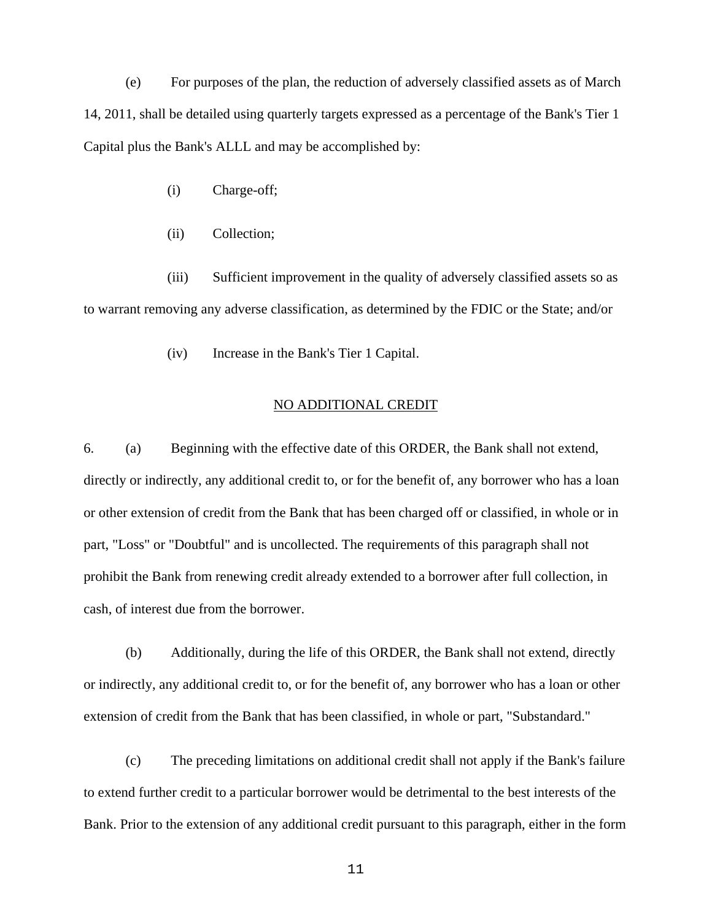(e) For purposes of the plan, the reduction of adversely classified assets as of March 14, 2011, shall be detailed using quarterly targets expressed as a percentage of the Bank's Tier 1 Capital plus the Bank's ALLL and may be accomplished by:

(i) Charge-off;

(ii) Collection;

(iii) Sufficient improvement in the quality of adversely classified assets so as to warrant removing any adverse classification, as determined by the FDIC or the State; and/or

(iv) Increase in the Bank's Tier 1 Capital.

## NO ADDITIONAL CREDIT

6. (a) Beginning with the effective date of this ORDER, the Bank shall not extend, directly or indirectly, any additional credit to, or for the benefit of, any borrower who has a loan or other extension of credit from the Bank that has been charged off or classified, in whole or in part, "Loss" or "Doubtful" and is uncollected. The requirements of this paragraph shall not prohibit the Bank from renewing credit already extended to a borrower after full collection, in cash, of interest due from the borrower.

(b) Additionally, during the life of this ORDER, the Bank shall not extend, directly or indirectly, any additional credit to, or for the benefit of, any borrower who has a loan or other extension of credit from the Bank that has been classified, in whole or part, "Substandard."

(c) The preceding limitations on additional credit shall not apply if the Bank's failure to extend further credit to a particular borrower would be detrimental to the best interests of the Bank. Prior to the extension of any additional credit pursuant to this paragraph, either in the form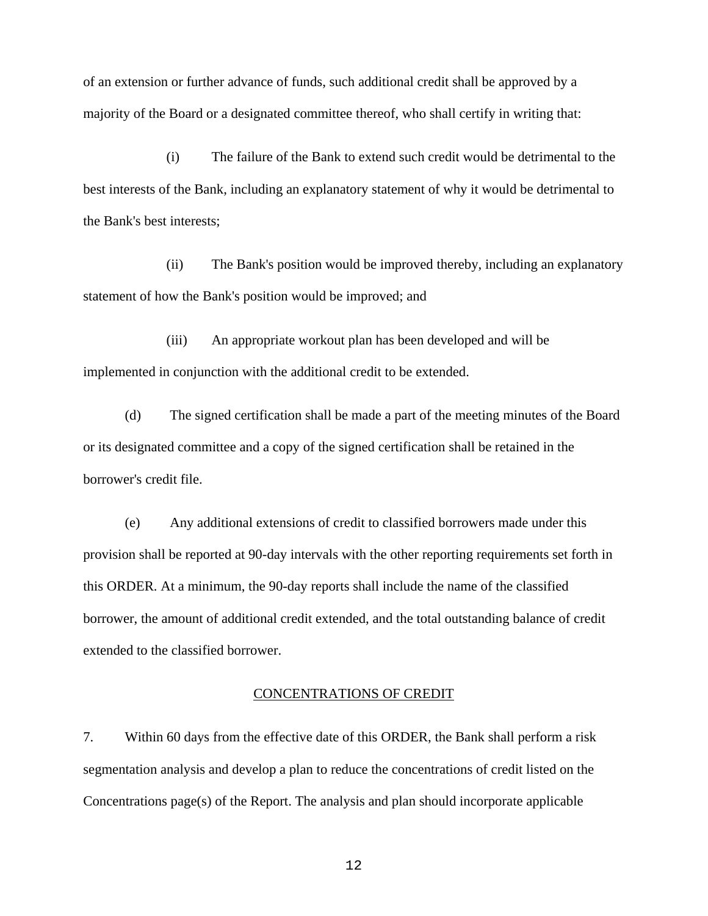of an extension or further advance of funds, such additional credit shall be approved by a majority of the Board or a designated committee thereof, who shall certify in writing that:

(i) The failure of the Bank to extend such credit would be detrimental to the best interests of the Bank, including an explanatory statement of why it would be detrimental to the Bank's best interests;

(ii) The Bank's position would be improved thereby, including an explanatory statement of how the Bank's position would be improved; and

(iii) An appropriate workout plan has been developed and will be implemented in conjunction with the additional credit to be extended.

(d) The signed certification shall be made a part of the meeting minutes of the Board or its designated committee and a copy of the signed certification shall be retained in the borrower's credit file.

(e) Any additional extensions of credit to classified borrowers made under this provision shall be reported at 90-day intervals with the other reporting requirements set forth in this ORDER. At a minimum, the 90-day reports shall include the name of the classified borrower, the amount of additional credit extended, and the total outstanding balance of credit extended to the classified borrower.

## CONCENTRATIONS OF CREDIT

7. Within 60 days from the effective date of this ORDER, the Bank shall perform a risk segmentation analysis and develop a plan to reduce the concentrations of credit listed on the Concentrations page(s) of the Report. The analysis and plan should incorporate applicable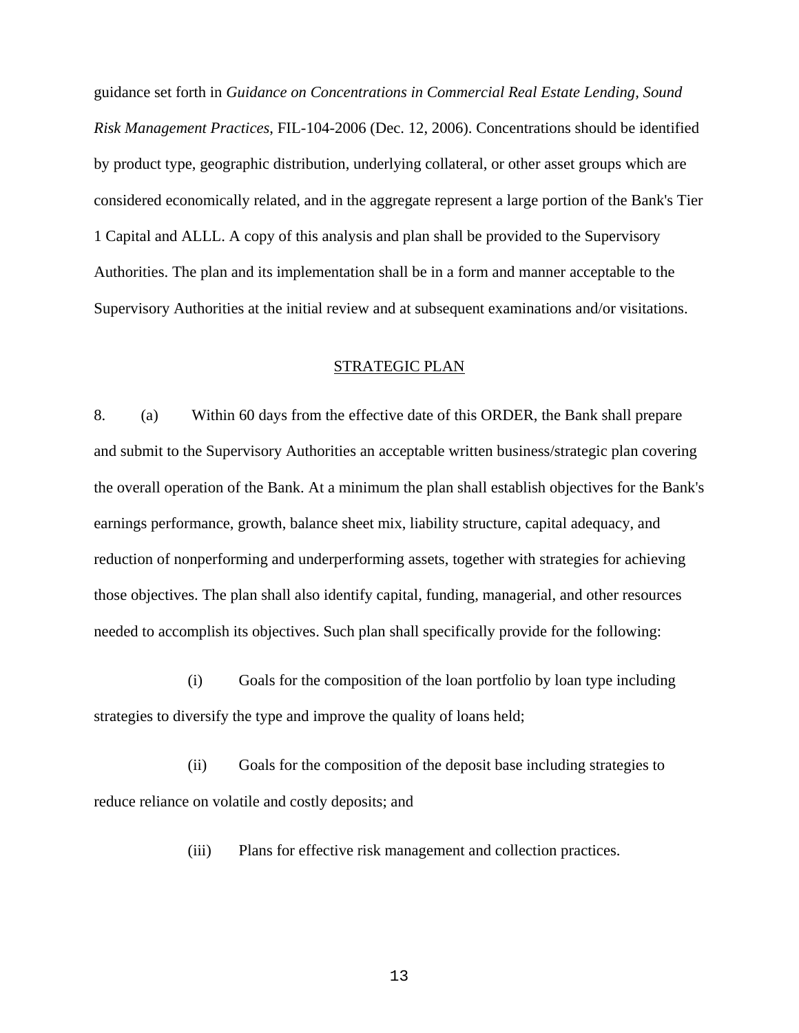guidance set forth in *Guidance on Concentrations in Commercial Real Estate Lending, Sound Risk Management Practices*, FIL-104-2006 (Dec. 12, 2006). Concentrations should be identified by product type, geographic distribution, underlying collateral, or other asset groups which are considered economically related, and in the aggregate represent a large portion of the Bank's Tier 1 Capital and ALLL. A copy of this analysis and plan shall be provided to the Supervisory Authorities. The plan and its implementation shall be in a form and manner acceptable to the Supervisory Authorities at the initial review and at subsequent examinations and/or visitations.

## STRATEGIC PLAN

8. (a) Within 60 days from the effective date of this ORDER, the Bank shall prepare and submit to the Supervisory Authorities an acceptable written business/strategic plan covering the overall operation of the Bank. At a minimum the plan shall establish objectives for the Bank's earnings performance, growth, balance sheet mix, liability structure, capital adequacy, and reduction of nonperforming and underperforming assets, together with strategies for achieving those objectives. The plan shall also identify capital, funding, managerial, and other resources needed to accomplish its objectives. Such plan shall specifically provide for the following:

(i) Goals for the composition of the loan portfolio by loan type including strategies to diversify the type and improve the quality of loans held;

(ii) Goals for the composition of the deposit base including strategies to reduce reliance on volatile and costly deposits; and

(iii) Plans for effective risk management and collection practices.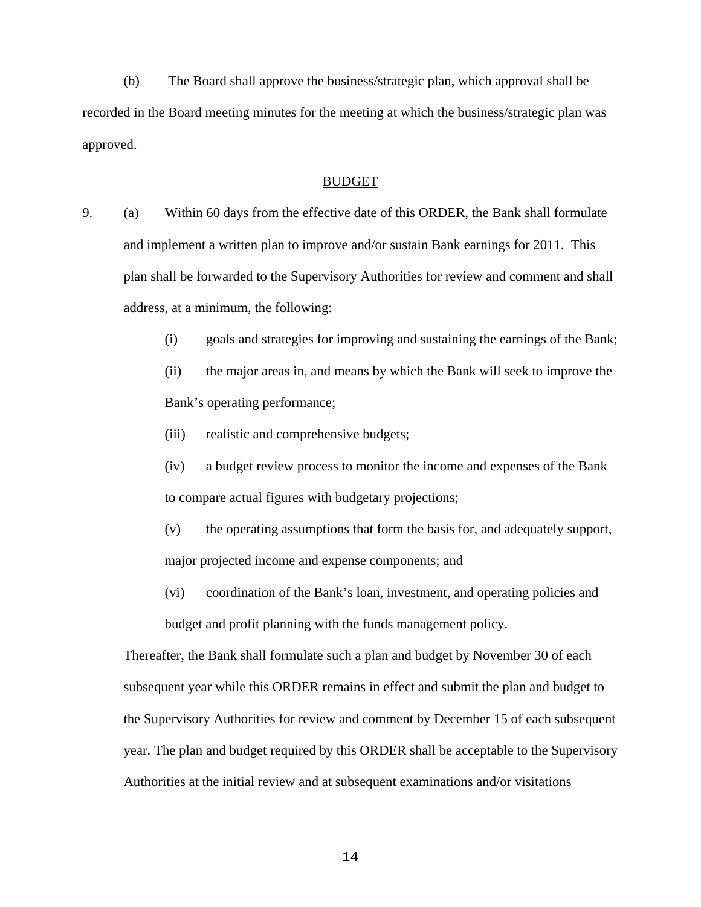(b) The Board shall approve the business/strategic plan, which approval shall be recorded in the Board meeting minutes for the meeting at which the business/strategic plan was approved.

## BUDGET

9. (a) Within 60 days from the effective date of this ORDER, the Bank shall formulate and implement a written plan to improve and/or sustain Bank earnings for 2011. This plan shall be forwarded to the Supervisory Authorities for review and comment and shall address, at a minimum, the following:

   (i) goals and strategies for improving and sustaining the earnings of the Bank;

   (ii) the major areas in, and means by which the Bank will seek to improve the Bank's operating performance;

   (iii) realistic and comprehensive budgets;

   (iv) a budget review process to monitor the income and expenses of the Bank to compare actual figures with budgetary projections;

   (v) the operating assumptions that form the basis for, and adequately support, major projected income and expense components; and

   (vi) coordination of the Bank's loan, investment, and operating policies and budget and profit planning with the funds management policy.

   Thereafter, the Bank shall formulate such a plan and budget by November 30 of each subsequent year while this ORDER remains in effect and submit the plan and budget to the Supervisory Authorities for review and comment by December 15 of each subsequent year. The plan and budget required by this ORDER shall be acceptable to the Supervisory Authorities at the initial review and at subsequent examinations and/or visitations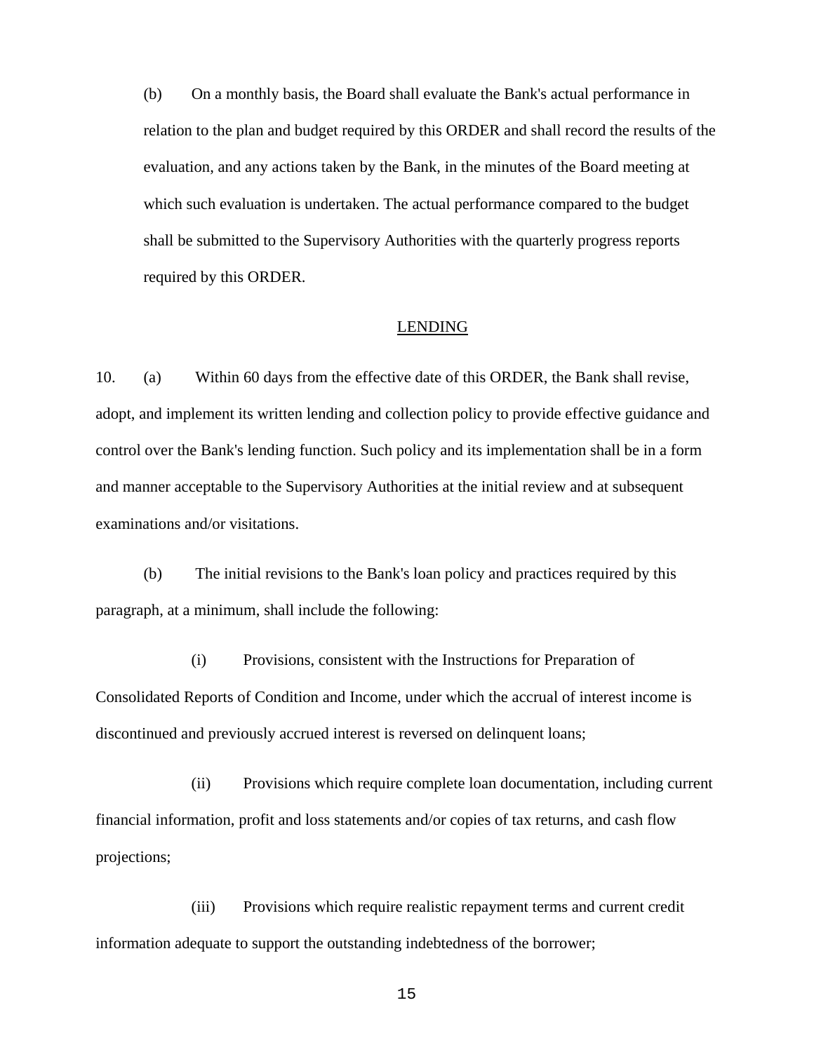(b) On a monthly basis, the Board shall evaluate the Bank's actual performance in relation to the plan and budget required by this ORDER and shall record the results of the evaluation, and any actions taken by the Bank, in the minutes of the Board meeting at which such evaluation is undertaken. The actual performance compared to the budget shall be submitted to the Supervisory Authorities with the quarterly progress reports required by this ORDER.

## LENDING

10. (a) Within 60 days from the effective date of this ORDER, the Bank shall revise, adopt, and implement its written lending and collection policy to provide effective guidance and control over the Bank's lending function. Such policy and its implementation shall be in a form and manner acceptable to the Supervisory Authorities at the initial review and at subsequent examinations and/or visitations.

(b) The initial revisions to the Bank's loan policy and practices required by this paragraph, at a minimum, shall include the following:

(i) Provisions, consistent with the Instructions for Preparation of Consolidated Reports of Condition and Income, under which the accrual of interest income is discontinued and previously accrued interest is reversed on delinquent loans;

(ii) Provisions which require complete loan documentation, including current financial information, profit and loss statements and/or copies of tax returns, and cash flow projections;

(iii) Provisions which require realistic repayment terms and current credit information adequate to support the outstanding indebtedness of the borrower;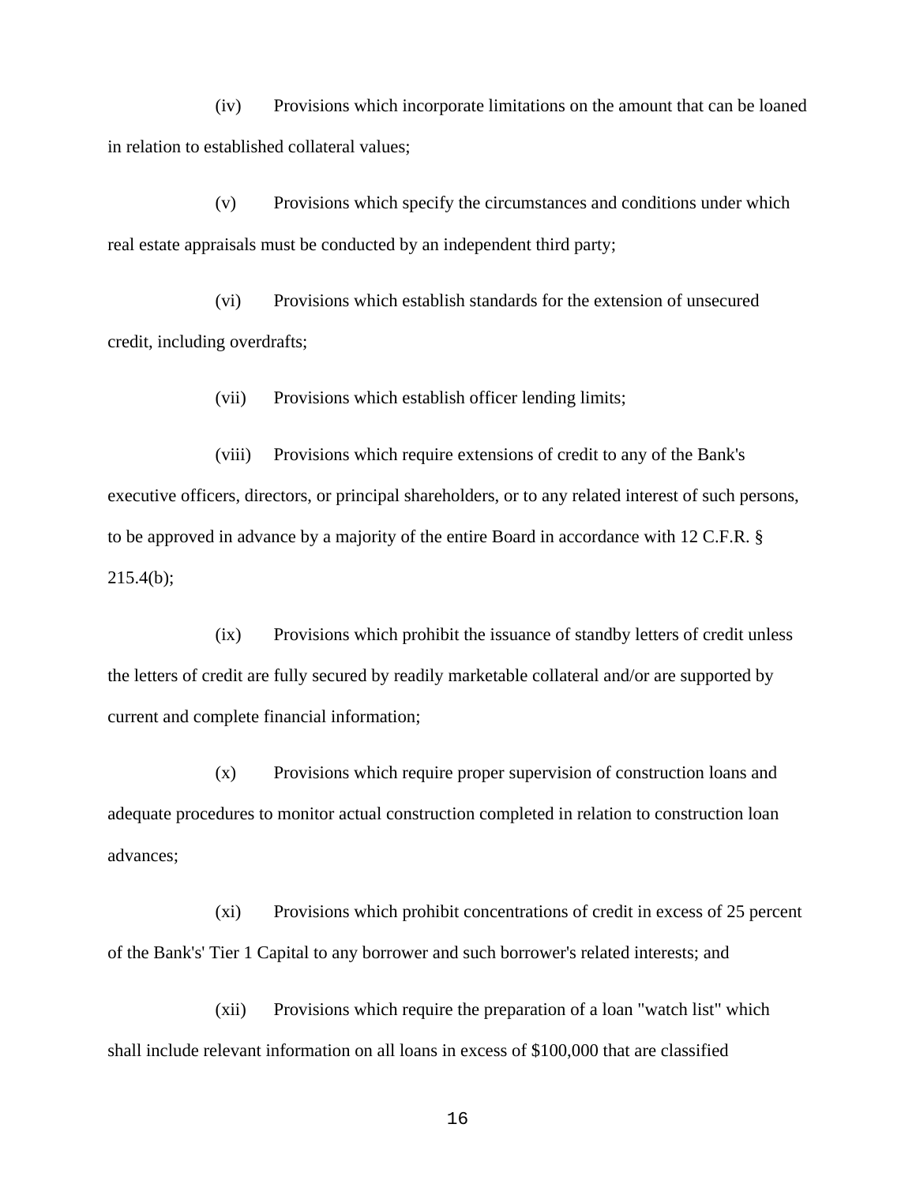(iv) Provisions which incorporate limitations on the amount that can be loaned in relation to established collateral values;

(v) Provisions which specify the circumstances and conditions under which real estate appraisals must be conducted by an independent third party;

(vi) Provisions which establish standards for the extension of unsecured credit, including overdrafts;

(vii) Provisions which establish officer lending limits;

(viii) Provisions which require extensions of credit to any of the Bank's executive officers, directors, or principal shareholders, or to any related interest of such persons, to be approved in advance by a majority of the entire Board in accordance with 12 C.F.R. § 215.4(b);

(ix) Provisions which prohibit the issuance of standby letters of credit unless the letters of credit are fully secured by readily marketable collateral and/or are supported by current and complete financial information;

(x) Provisions which require proper supervision of construction loans and adequate procedures to monitor actual construction completed in relation to construction loan advances;

(xi) Provisions which prohibit concentrations of credit in excess of 25 percent of the Bank's' Tier 1 Capital to any borrower and such borrower's related interests; and

(xii) Provisions which require the preparation of a loan "watch list" which shall include relevant information on all loans in excess of $100,000 that are classified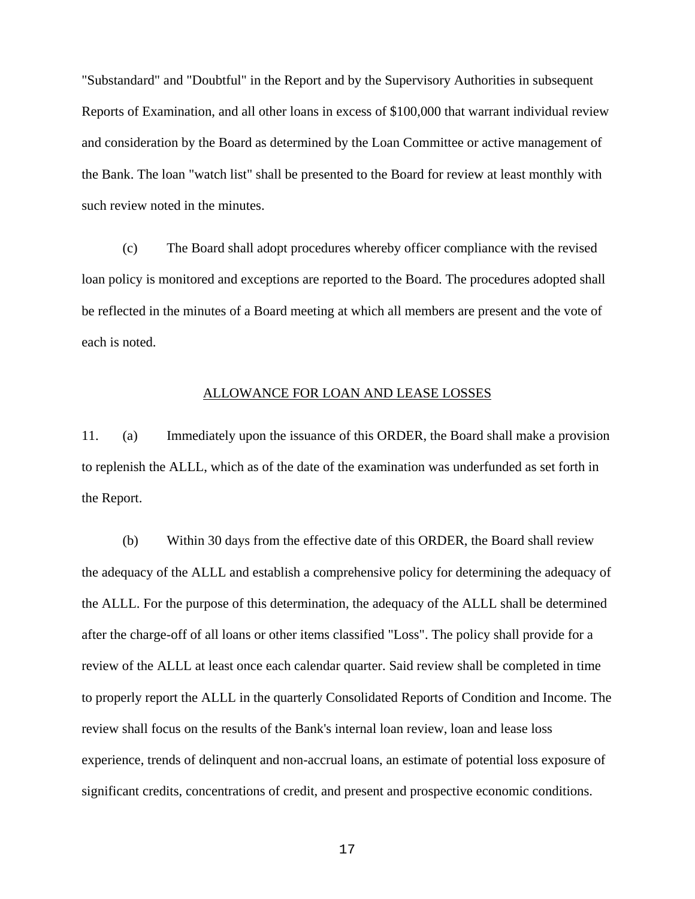"Substandard" and "Doubtful" in the Report and by the Supervisory Authorities in subsequent Reports of Examination, and all other loans in excess of $100,000 that warrant individual review and consideration by the Board as determined by the Loan Committee or active management of the Bank. The loan "watch list" shall be presented to the Board for review at least monthly with such review noted in the minutes.

(c) The Board shall adopt procedures whereby officer compliance with the revised loan policy is monitored and exceptions are reported to the Board. The procedures adopted shall be reflected in the minutes of a Board meeting at which all members are present and the vote of each is noted.

## ALLOWANCE FOR LOAN AND LEASE LOSSES

11. (a) Immediately upon the issuance of this ORDER, the Board shall make a provision to replenish the ALLL, which as of the date of the examination was underfunded as set forth in the Report.

(b) Within 30 days from the effective date of this ORDER, the Board shall review the adequacy of the ALLL and establish a comprehensive policy for determining the adequacy of the ALLL. For the purpose of this determination, the adequacy of the ALLL shall be determined after the charge-off of all loans or other items classified "Loss". The policy shall provide for a review of the ALLL at least once each calendar quarter. Said review shall be completed in time to properly report the ALLL in the quarterly Consolidated Reports of Condition and Income. The review shall focus on the results of the Bank's internal loan review, loan and lease loss experience, trends of delinquent and non-accrual loans, an estimate of potential loss exposure of significant credits, concentrations of credit, and present and prospective economic conditions.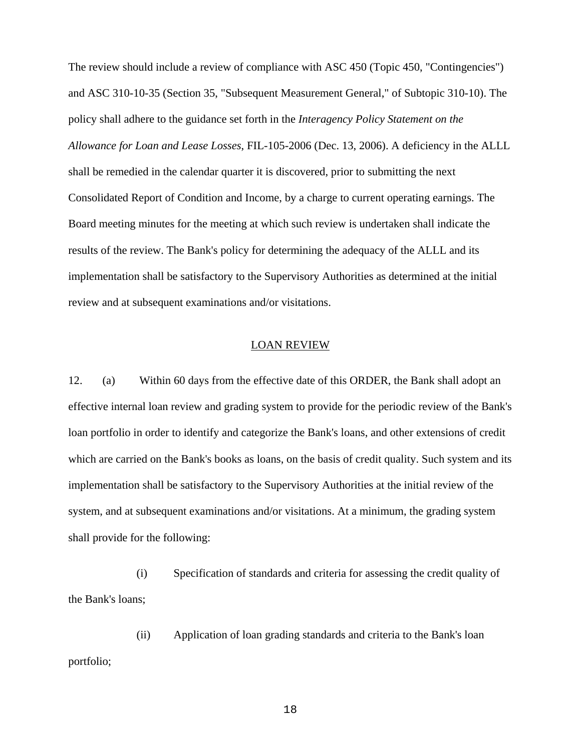The review should include a review of compliance with ASC 450 (Topic 450, "Contingencies") and ASC 310-10-35 (Section 35, "Subsequent Measurement General," of Subtopic 310-10). The policy shall adhere to the guidance set forth in the *Interagency Policy Statement on the Allowance for Loan and Lease Losses*, FIL-105-2006 (Dec. 13, 2006). A deficiency in the ALLL shall be remedied in the calendar quarter it is discovered, prior to submitting the next Consolidated Report of Condition and Income, by a charge to current operating earnings. The Board meeting minutes for the meeting at which such review is undertaken shall indicate the results of the review. The Bank's policy for determining the adequacy of the ALLL and its implementation shall be satisfactory to the Supervisory Authorities as determined at the initial review and at subsequent examinations and/or visitations.

## LOAN REVIEW

12. (a) Within 60 days from the effective date of this ORDER, the Bank shall adopt an effective internal loan review and grading system to provide for the periodic review of the Bank's loan portfolio in order to identify and categorize the Bank's loans, and other extensions of credit which are carried on the Bank's books as loans, on the basis of credit quality. Such system and its implementation shall be satisfactory to the Supervisory Authorities at the initial review of the system, and at subsequent examinations and/or visitations. At a minimum, the grading system shall provide for the following:

(i) Specification of standards and criteria for assessing the credit quality of the Bank's loans;

(ii) Application of loan grading standards and criteria to the Bank's loan portfolio;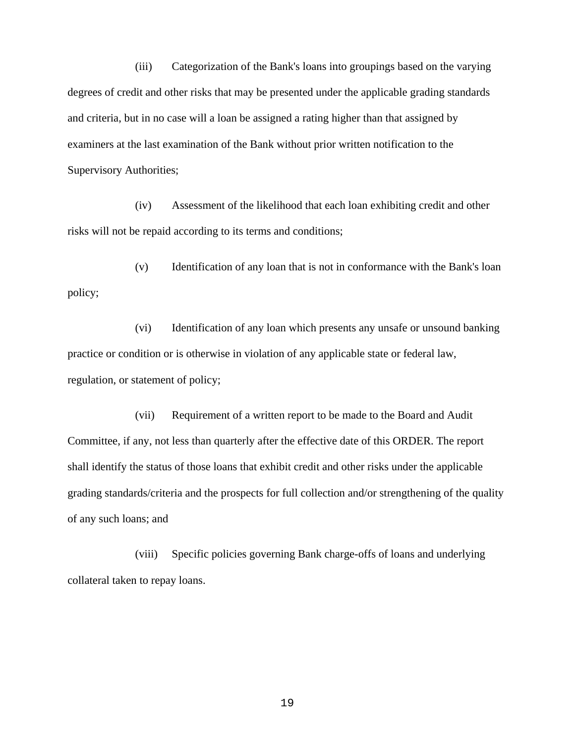(iii) Categorization of the Bank's loans into groupings based on the varying degrees of credit and other risks that may be presented under the applicable grading standards and criteria, but in no case will a loan be assigned a rating higher than that assigned by examiners at the last examination of the Bank without prior written notification to the Supervisory Authorities;

(iv) Assessment of the likelihood that each loan exhibiting credit and other risks will not be repaid according to its terms and conditions;

(v) Identification of any loan that is not in conformance with the Bank's loan policy;

(vi) Identification of any loan which presents any unsafe or unsound banking practice or condition or is otherwise in violation of any applicable state or federal law, regulation, or statement of policy;

(vii) Requirement of a written report to be made to the Board and Audit Committee, if any, not less than quarterly after the effective date of this ORDER. The report shall identify the status of those loans that exhibit credit and other risks under the applicable grading standards/criteria and the prospects for full collection and/or strengthening of the quality of any such loans; and

(viii) Specific policies governing Bank charge-offs of loans and underlying collateral taken to repay loans.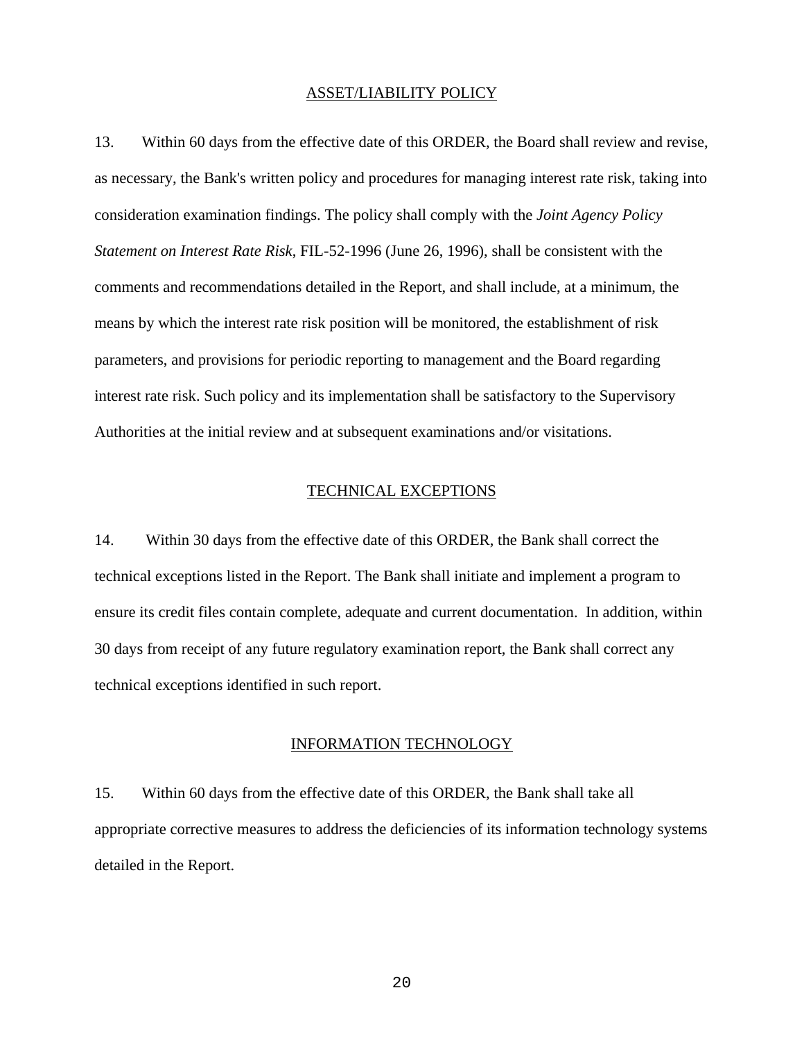## ASSET/LIABILITY POLICY

13. Within 60 days from the effective date of this ORDER, the Board shall review and revise, as necessary, the Bank's written policy and procedures for managing interest rate risk, taking into consideration examination findings. The policy shall comply with the *Joint Agency Policy Statement on Interest Rate Risk*, FIL-52-1996 (June 26, 1996), shall be consistent with the comments and recommendations detailed in the Report, and shall include, at a minimum, the means by which the interest rate risk position will be monitored, the establishment of risk parameters, and provisions for periodic reporting to management and the Board regarding interest rate risk. Such policy and its implementation shall be satisfactory to the Supervisory Authorities at the initial review and at subsequent examinations and/or visitations.

## TECHNICAL EXCEPTIONS

14. Within 30 days from the effective date of this ORDER, the Bank shall correct the technical exceptions listed in the Report. The Bank shall initiate and implement a program to ensure its credit files contain complete, adequate and current documentation. In addition, within 30 days from receipt of any future regulatory examination report, the Bank shall correct any technical exceptions identified in such report.

## INFORMATION TECHNOLOGY

15. Within 60 days from the effective date of this ORDER, the Bank shall take all appropriate corrective measures to address the deficiencies of its information technology systems detailed in the Report.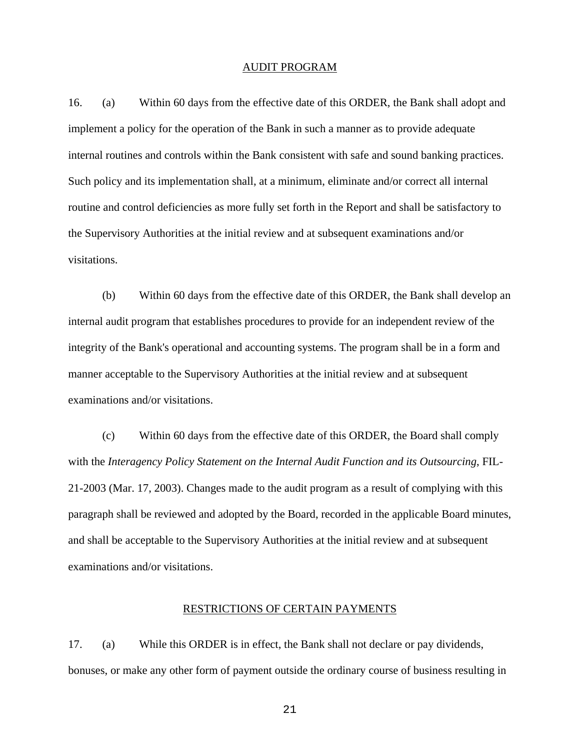## AUDIT PROGRAM

16. (a) Within 60 days from the effective date of this ORDER, the Bank shall adopt and implement a policy for the operation of the Bank in such a manner as to provide adequate internal routines and controls within the Bank consistent with safe and sound banking practices. Such policy and its implementation shall, at a minimum, eliminate and/or correct all internal routine and control deficiencies as more fully set forth in the Report and shall be satisfactory to the Supervisory Authorities at the initial review and at subsequent examinations and/or visitations.

(b) Within 60 days from the effective date of this ORDER, the Bank shall develop an internal audit program that establishes procedures to provide for an independent review of the integrity of the Bank's operational and accounting systems. The program shall be in a form and manner acceptable to the Supervisory Authorities at the initial review and at subsequent examinations and/or visitations.

(c) Within 60 days from the effective date of this ORDER, the Board shall comply with the *Interagency Policy Statement on the Internal Audit Function and its Outsourcing*, FIL-21-2003 (Mar. 17, 2003). Changes made to the audit program as a result of complying with this paragraph shall be reviewed and adopted by the Board, recorded in the applicable Board minutes, and shall be acceptable to the Supervisory Authorities at the initial review and at subsequent examinations and/or visitations.

## RESTRICTIONS OF CERTAIN PAYMENTS

17. (a) While this ORDER is in effect, the Bank shall not declare or pay dividends, bonuses, or make any other form of payment outside the ordinary course of business resulting in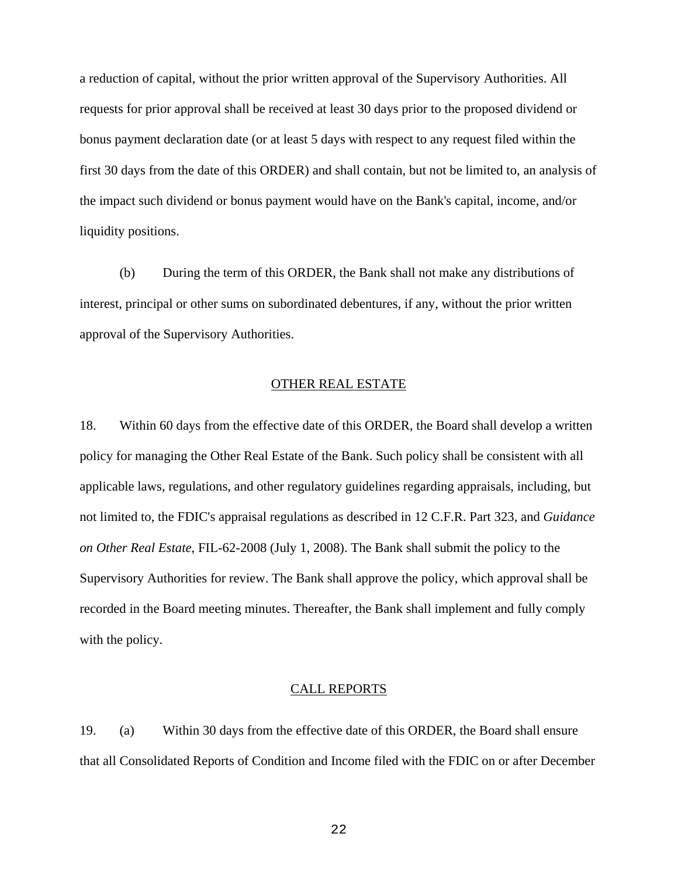a reduction of capital, without the prior written approval of the Supervisory Authorities. All requests for prior approval shall be received at least 30 days prior to the proposed dividend or bonus payment declaration date (or at least 5 days with respect to any request filed within the first 30 days from the date of this ORDER) and shall contain, but not be limited to, an analysis of the impact such dividend or bonus payment would have on the Bank's capital, income, and/or liquidity positions.

(b) During the term of this ORDER, the Bank shall not make any distributions of interest, principal or other sums on subordinated debentures, if any, without the prior written approval of the Supervisory Authorities.

## OTHER REAL ESTATE

18. Within 60 days from the effective date of this ORDER, the Board shall develop a written policy for managing the Other Real Estate of the Bank. Such policy shall be consistent with all applicable laws, regulations, and other regulatory guidelines regarding appraisals, including, but not limited to, the FDIC's appraisal regulations as described in 12 C.F.R. Part 323, and *Guidance on Other Real Estate*, FIL-62-2008 (July 1, 2008). The Bank shall submit the policy to the Supervisory Authorities for review. The Bank shall approve the policy, which approval shall be recorded in the Board meeting minutes. Thereafter, the Bank shall implement and fully comply with the policy.

## CALL REPORTS

19. (a) Within 30 days from the effective date of this ORDER, the Board shall ensure that all Consolidated Reports of Condition and Income filed with the FDIC on or after December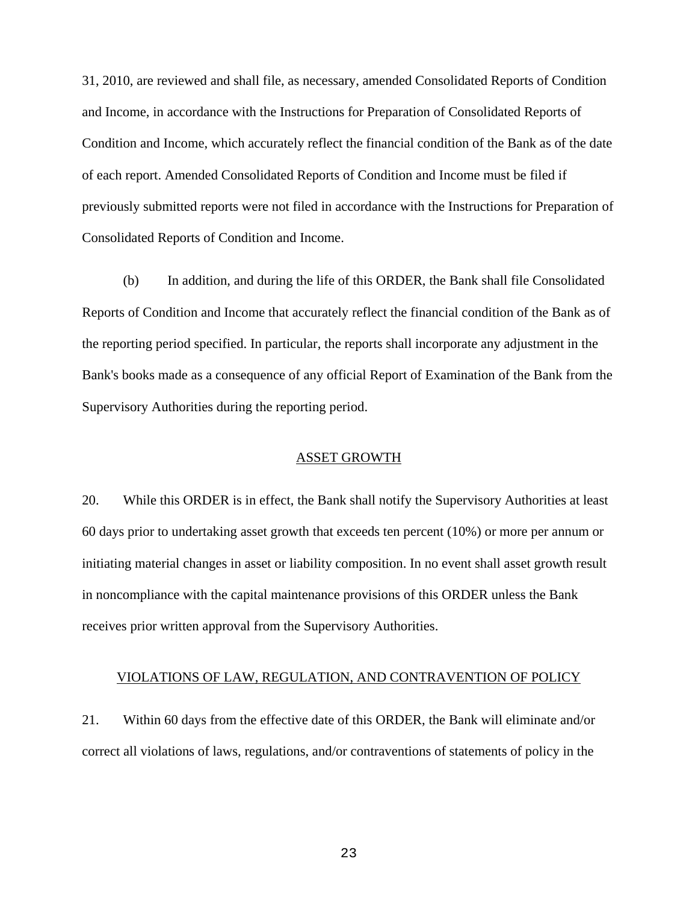31, 2010, are reviewed and shall file, as necessary, amended Consolidated Reports of Condition and Income, in accordance with the Instructions for Preparation of Consolidated Reports of Condition and Income, which accurately reflect the financial condition of the Bank as of the date of each report. Amended Consolidated Reports of Condition and Income must be filed if previously submitted reports were not filed in accordance with the Instructions for Preparation of Consolidated Reports of Condition and Income.

(b) In addition, and during the life of this ORDER, the Bank shall file Consolidated Reports of Condition and Income that accurately reflect the financial condition of the Bank as of the reporting period specified. In particular, the reports shall incorporate any adjustment in the Bank's books made as a consequence of any official Report of Examination of the Bank from the Supervisory Authorities during the reporting period.

## ASSET GROWTH

20. While this ORDER is in effect, the Bank shall notify the Supervisory Authorities at least 60 days prior to undertaking asset growth that exceeds ten percent (10%) or more per annum or initiating material changes in asset or liability composition. In no event shall asset growth result in noncompliance with the capital maintenance provisions of this ORDER unless the Bank receives prior written approval from the Supervisory Authorities.

## VIOLATIONS OF LAW, REGULATION, AND CONTRAVENTION OF POLICY

21. Within 60 days from the effective date of this ORDER, the Bank will eliminate and/or correct all violations of laws, regulations, and/or contraventions of statements of policy in the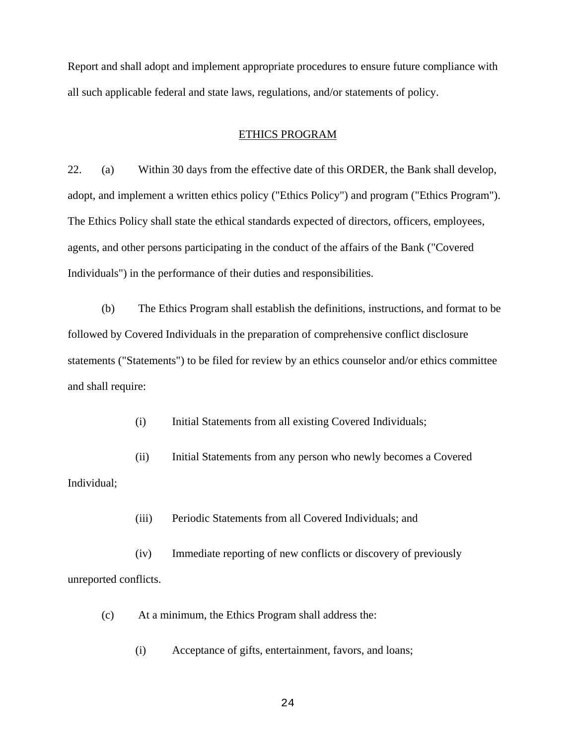Report and shall adopt and implement appropriate procedures to ensure future compliance with all such applicable federal and state laws, regulations, and/or statements of policy.

## ETHICS PROGRAM

22. (a) Within 30 days from the effective date of this ORDER, the Bank shall develop, adopt, and implement a written ethics policy ("Ethics Policy") and program ("Ethics Program"). The Ethics Policy shall state the ethical standards expected of directors, officers, employees, agents, and other persons participating in the conduct of the affairs of the Bank ("Covered Individuals") in the performance of their duties and responsibilities.

(b) The Ethics Program shall establish the definitions, instructions, and format to be followed by Covered Individuals in the preparation of comprehensive conflict disclosure statements ("Statements") to be filed for review by an ethics counselor and/or ethics committee and shall require:

(i) Initial Statements from all existing Covered Individuals;

(ii) Initial Statements from any person who newly becomes a Covered Individual;

(iii) Periodic Statements from all Covered Individuals; and

(iv) Immediate reporting of new conflicts or discovery of previously unreported conflicts.

(c) At a minimum, the Ethics Program shall address the:

(i) Acceptance of gifts, entertainment, favors, and loans;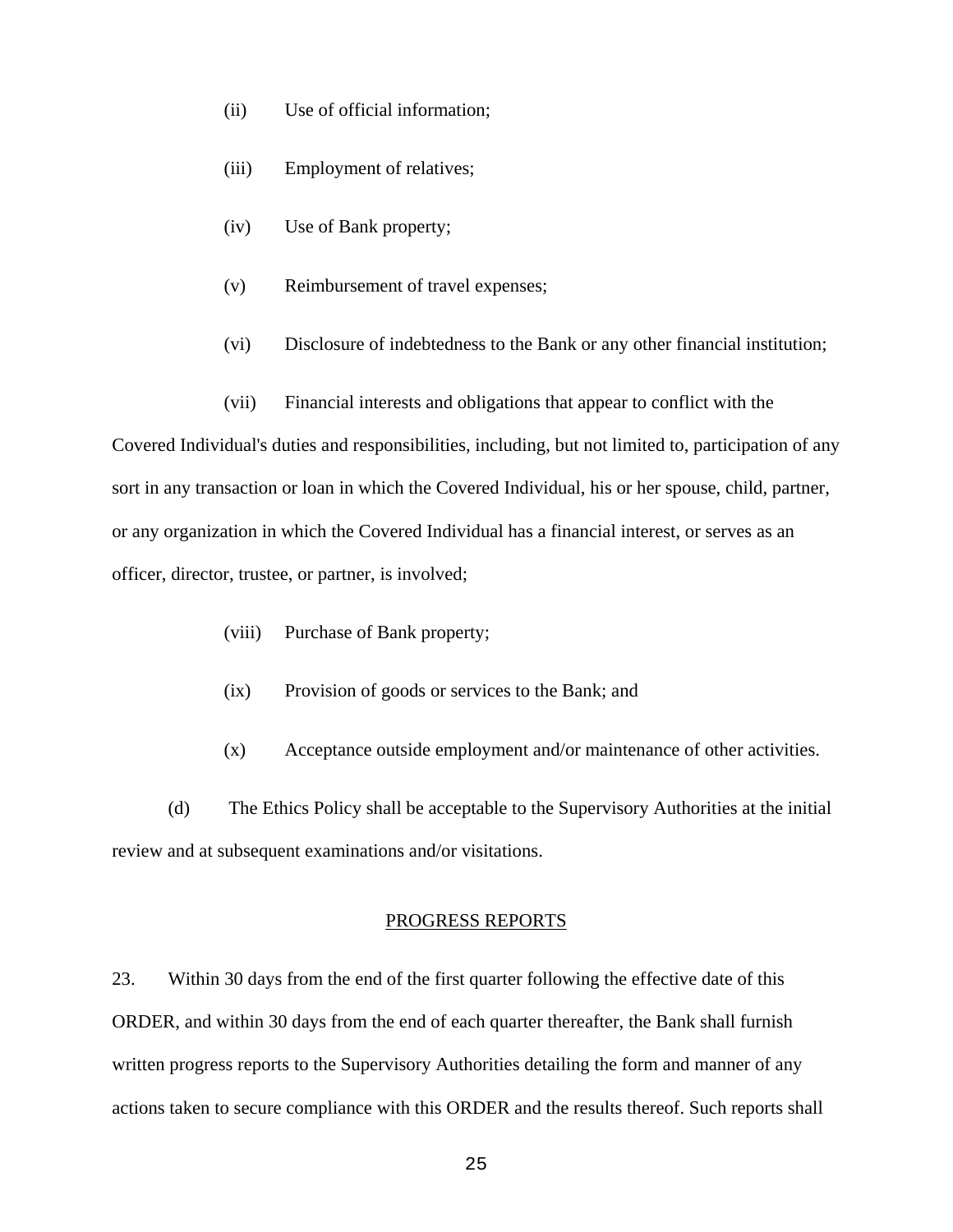(ii) Use of official information;

(iii) Employment of relatives;

(iv) Use of Bank property;

(v) Reimbursement of travel expenses;

(vi) Disclosure of indebtedness to the Bank or any other financial institution;

(vii) Financial interests and obligations that appear to conflict with the Covered Individual's duties and responsibilities, including, but not limited to, participation of any sort in any transaction or loan in which the Covered Individual, his or her spouse, child, partner, or any organization in which the Covered Individual has a financial interest, or serves as an officer, director, trustee, or partner, is involved;

(viii) Purchase of Bank property;

(ix) Provision of goods or services to the Bank; and

(x) Acceptance outside employment and/or maintenance of other activities.

(d) The Ethics Policy shall be acceptable to the Supervisory Authorities at the initial review and at subsequent examinations and/or visitations.

<u>PROGRESS REPORTS</u>

23. Within 30 days from the end of the first quarter following the effective date of this ORDER, and within 30 days from the end of each quarter thereafter, the Bank shall furnish written progress reports to the Supervisory Authorities detailing the form and manner of any actions taken to secure compliance with this ORDER and the results thereof. Such reports shall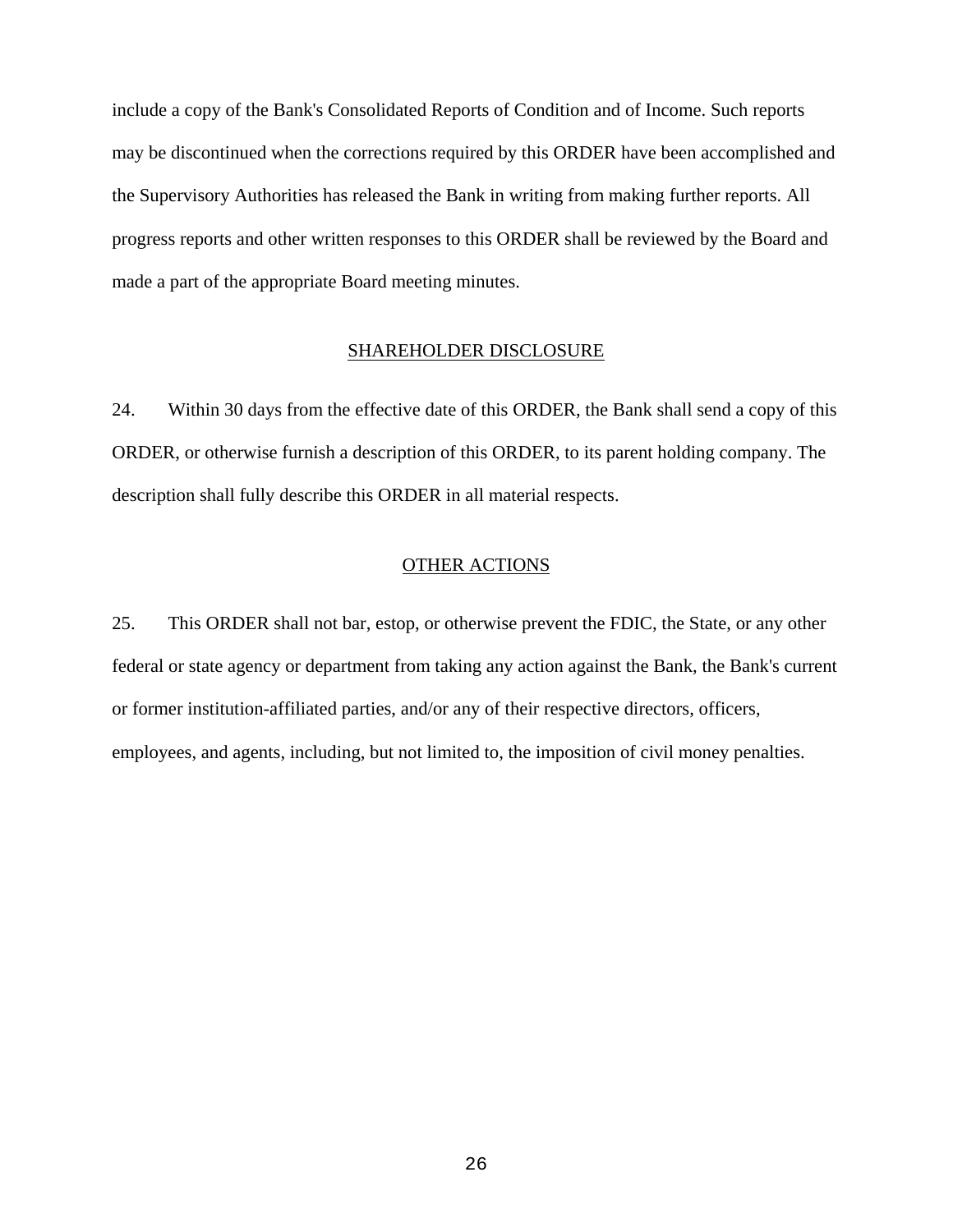include a copy of the Bank's Consolidated Reports of Condition and of Income. Such reports may be discontinued when the corrections required by this ORDER have been accomplished and the Supervisory Authorities has released the Bank in writing from making further reports. All progress reports and other written responses to this ORDER shall be reviewed by the Board and made a part of the appropriate Board meeting minutes.

## SHAREHOLDER DISCLOSURE

24. Within 30 days from the effective date of this ORDER, the Bank shall send a copy of this ORDER, or otherwise furnish a description of this ORDER, to its parent holding company. The description shall fully describe this ORDER in all material respects.

## OTHER ACTIONS

25. This ORDER shall not bar, estop, or otherwise prevent the FDIC, the State, or any other federal or state agency or department from taking any action against the Bank, the Bank's current or former institution-affiliated parties, and/or any of their respective directors, officers, employees, and agents, including, but not limited to, the imposition of civil money penalties.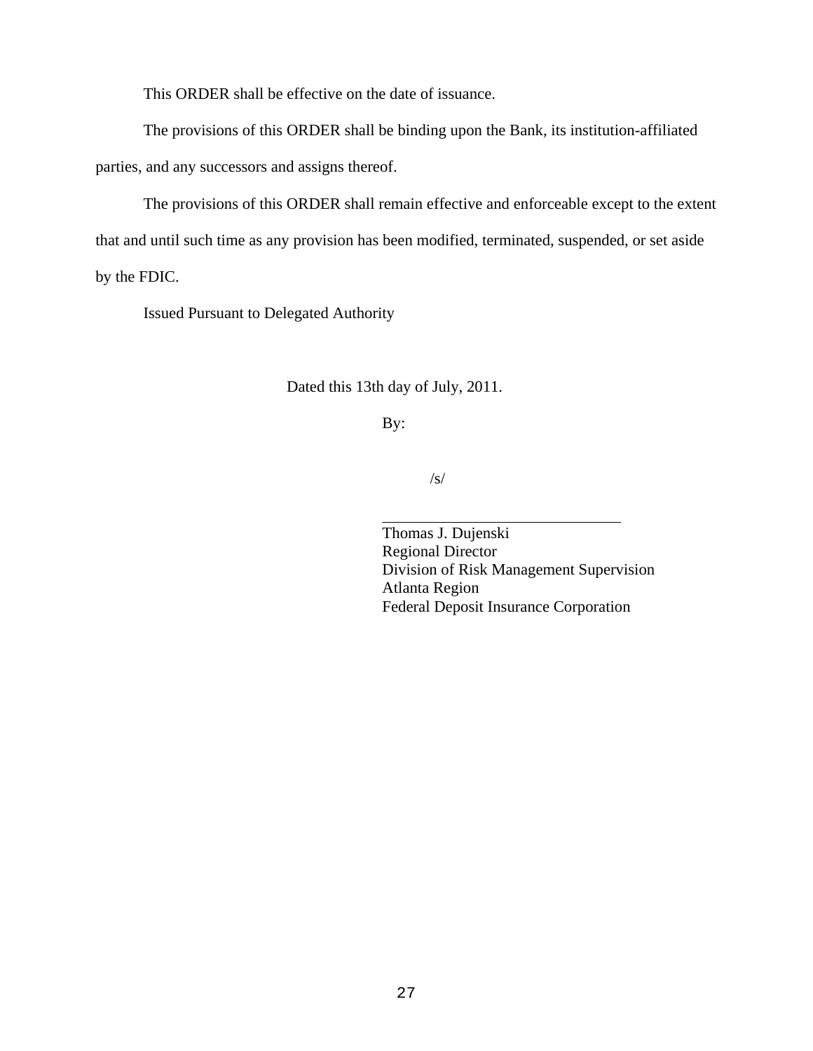This ORDER shall be effective on the date of issuance.

The provisions of this ORDER shall be binding upon the Bank, its institution-affiliated parties, and any successors and assigns thereof.

The provisions of this ORDER shall remain effective and enforceable except to the extent that and until such time as any provision has been modified, terminated, suspended, or set aside by the FDIC.

Issued Pursuant to Delegated Authority

Dated this 13th day of July, 2011.

By:

/s/

\_\_\_\_\_\_\_\_\_\_\_\_\_\_\_\_\_\_\_\_\_\_\_\_\_\_\_\_\_\_\_\_

Thomas J. Dujenski
Regional Director
Division of Risk Management Supervision
Atlanta Region
Federal Deposit Insurance Corporation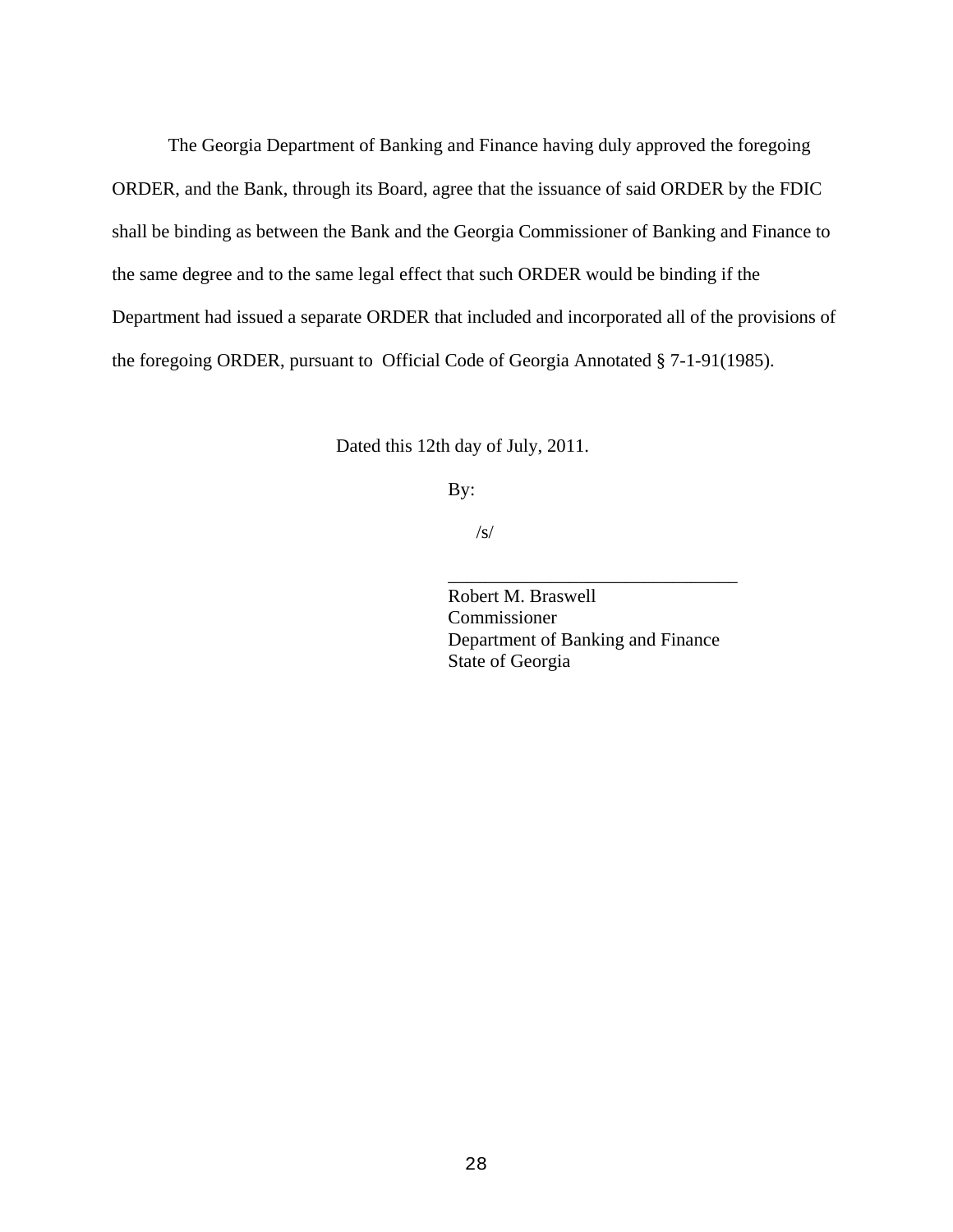The Georgia Department of Banking and Finance having duly approved the foregoing ORDER, and the Bank, through its Board, agree that the issuance of said ORDER by the FDIC shall be binding as between the Bank and the Georgia Commissioner of Banking and Finance to the same degree and to the same legal effect that such ORDER would be binding if the Department had issued a separate ORDER that included and incorporated all of the provisions of the foregoing ORDER, pursuant to Official Code of Georgia Annotated § 7-1-91(1985).

Dated this 12th day of July, 2011.

By:

/s/

\_\_\_\_\_\_\_\_\_\_\_\_\_\_\_\_\_\_\_\_\_\_\_\_\_\_\_\_\_\_\_\_

Robert M. Braswell
Commissioner
Department of Banking and Finance
State of Georgia